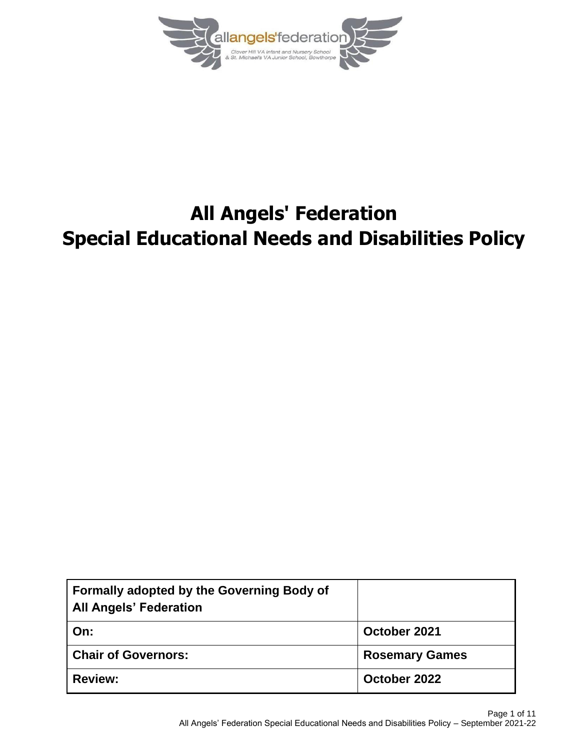# All Angels' Federation
# Special Educational Needs and Disabilities Policy

| Formally adopted by the Governing Body of All Angels' Federation | |
| --- | --- |
| On: | October 2021 |
| Chair of Governors: | Rosemary Games |
| Review: | October 2022 |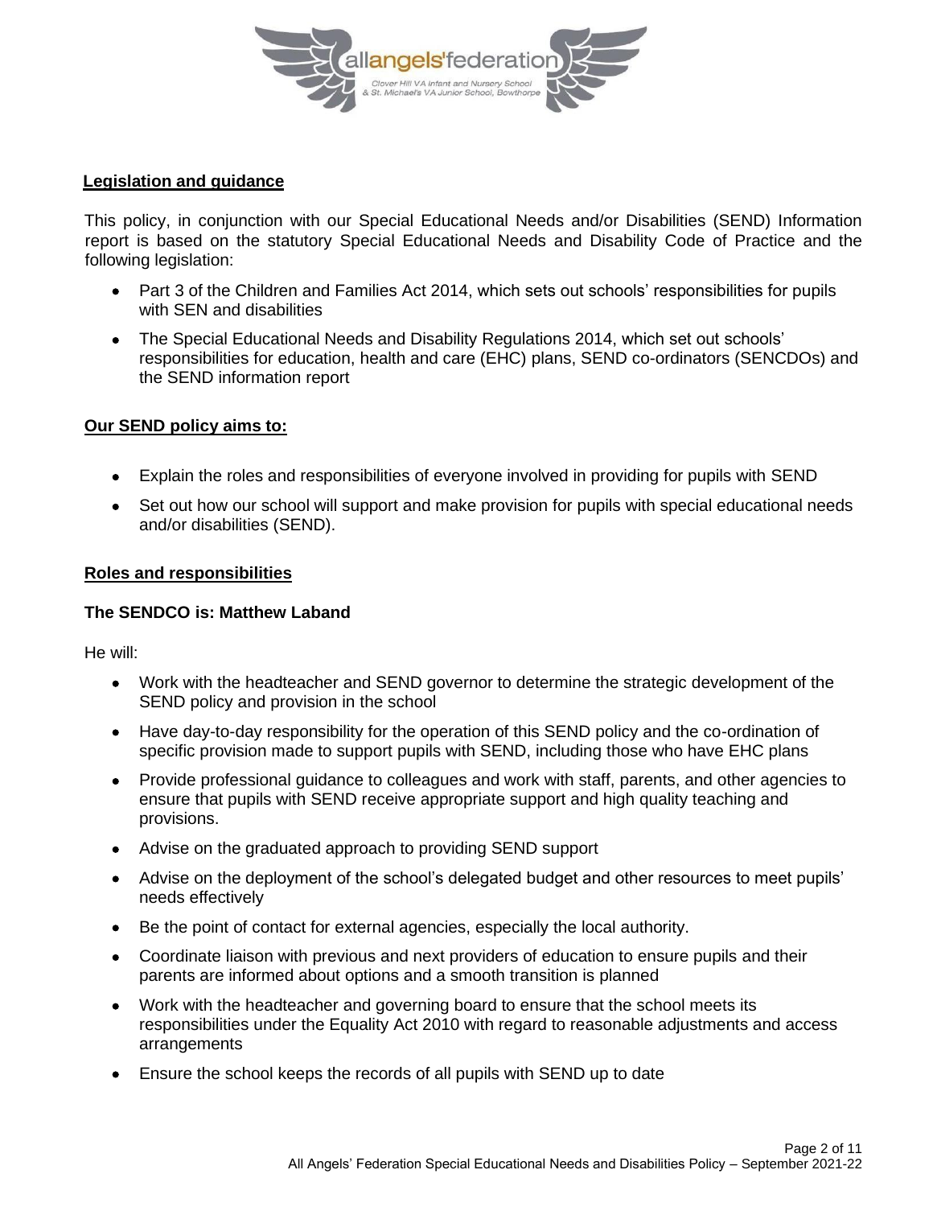## Legislation and guidance

This policy, in conjunction with our Special Educational Needs and/or Disabilities (SEND) Information report is based on the statutory Special Educational Needs and Disability Code of Practice and the following legislation:

- Part 3 of the Children and Families Act 2014, which sets out schools' responsibilities for pupils with SEN and disabilities
- The Special Educational Needs and Disability Regulations 2014, which set out schools' responsibilities for education, health and care (EHC) plans, SEND co-ordinators (SENCDOs) and the SEND information report

## Our SEND policy aims to:

- Explain the roles and responsibilities of everyone involved in providing for pupils with SEND
- Set out how our school will support and make provision for pupils with special educational needs and/or disabilities (SEND).

## Roles and responsibilities

### The SENDCO is: Matthew Laband

He will:

- Work with the headteacher and SEND governor to determine the strategic development of the SEND policy and provision in the school
- Have day-to-day responsibility for the operation of this SEND policy and the co-ordination of specific provision made to support pupils with SEND, including those who have EHC plans
- Provide professional guidance to colleagues and work with staff, parents, and other agencies to ensure that pupils with SEND receive appropriate support and high quality teaching and provisions.
- Advise on the graduated approach to providing SEND support
- Advise on the deployment of the school's delegated budget and other resources to meet pupils' needs effectively
- Be the point of contact for external agencies, especially the local authority.
- Coordinate liaison with previous and next providers of education to ensure pupils and their parents are informed about options and a smooth transition is planned
- Work with the headteacher and governing board to ensure that the school meets its responsibilities under the Equality Act 2010 with regard to reasonable adjustments and access arrangements
- Ensure the school keeps the records of all pupils with SEND up to date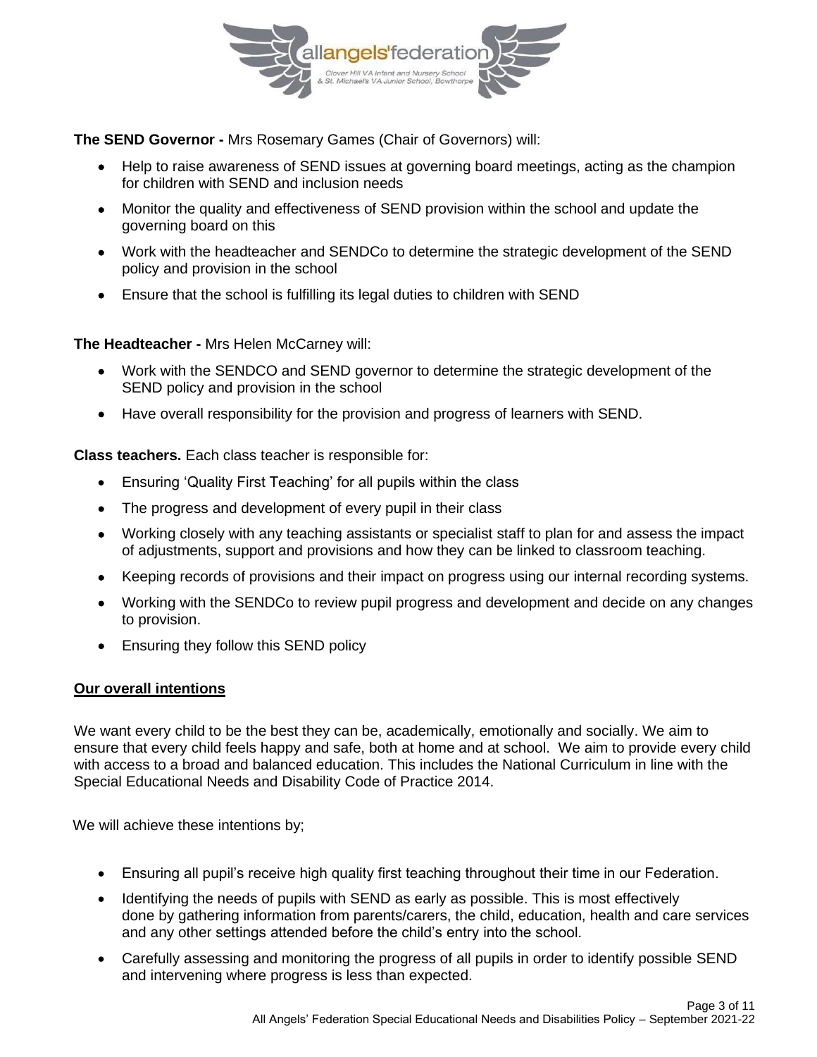**The SEND Governor -** Mrs Rosemary Games (Chair of Governors) will:

- Help to raise awareness of SEND issues at governing board meetings, acting as the champion for children with SEND and inclusion needs
- Monitor the quality and effectiveness of SEND provision within the school and update the governing board on this
- Work with the headteacher and SENDCo to determine the strategic development of the SEND policy and provision in the school
- Ensure that the school is fulfilling its legal duties to children with SEND

**The Headteacher -** Mrs Helen McCarney will:

- Work with the SENDCO and SEND governor to determine the strategic development of the SEND policy and provision in the school
- Have overall responsibility for the provision and progress of learners with SEND.

**Class teachers.** Each class teacher is responsible for:

- Ensuring 'Quality First Teaching' for all pupils within the class
- The progress and development of every pupil in their class
- Working closely with any teaching assistants or specialist staff to plan for and assess the impact of adjustments, support and provisions and how they can be linked to classroom teaching.
- Keeping records of provisions and their impact on progress using our internal recording systems.
- Working with the SENDCo to review pupil progress and development and decide on any changes to provision.
- Ensuring they follow this SEND policy

## Our overall intentions

We want every child to be the best they can be, academically, emotionally and socially. We aim to ensure that every child feels happy and safe, both at home and at school. We aim to provide every child with access to a broad and balanced education. This includes the National Curriculum in line with the Special Educational Needs and Disability Code of Practice 2014.

We will achieve these intentions by;

- Ensuring all pupil's receive high quality first teaching throughout their time in our Federation.
- Identifying the needs of pupils with SEND as early as possible. This is most effectively done by gathering information from parents/carers, the child, education, health and care services and any other settings attended before the child's entry into the school.
- Carefully assessing and monitoring the progress of all pupils in order to identify possible SEND and intervening where progress is less than expected.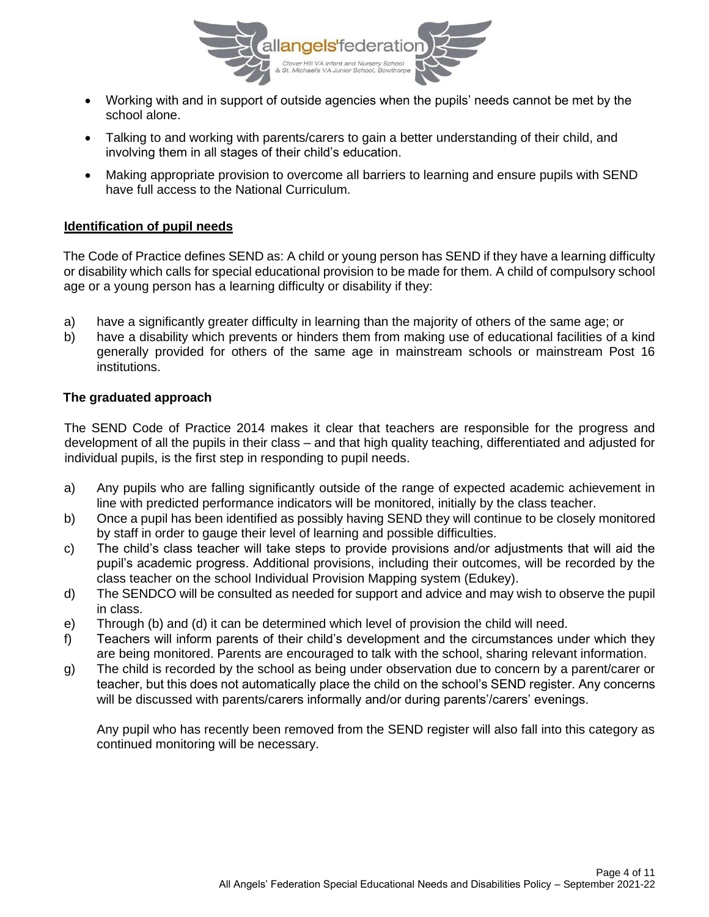- Working with and in support of outside agencies when the pupils' needs cannot be met by the school alone.
- Talking to and working with parents/carers to gain a better understanding of their child, and involving them in all stages of their child's education.
- Making appropriate provision to overcome all barriers to learning and ensure pupils with SEND have full access to the National Curriculum.

## Identification of pupil needs

The Code of Practice defines SEND as: A child or young person has SEND if they have a learning difficulty or disability which calls for special educational provision to be made for them. A child of compulsory school age or a young person has a learning difficulty or disability if they:

a) have a significantly greater difficulty in learning than the majority of others of the same age; or
b) have a disability which prevents or hinders them from making use of educational facilities of a kind generally provided for others of the same age in mainstream schools or mainstream Post 16 institutions.

## The graduated approach

The SEND Code of Practice 2014 makes it clear that teachers are responsible for the progress and development of all the pupils in their class – and that high quality teaching, differentiated and adjusted for individual pupils, is the first step in responding to pupil needs.

a) Any pupils who are falling significantly outside of the range of expected academic achievement in line with predicted performance indicators will be monitored, initially by the class teacher.
b) Once a pupil has been identified as possibly having SEND they will continue to be closely monitored by staff in order to gauge their level of learning and possible difficulties.
c) The child's class teacher will take steps to provide provisions and/or adjustments that will aid the pupil's academic progress. Additional provisions, including their outcomes, will be recorded by the class teacher on the school Individual Provision Mapping system (Edukey).
d) The SENDCO will be consulted as needed for support and advice and may wish to observe the pupil in class.
e) Through (b) and (d) it can be determined which level of provision the child will need.
f) Teachers will inform parents of their child's development and the circumstances under which they are being monitored. Parents are encouraged to talk with the school, sharing relevant information.
g) The child is recorded by the school as being under observation due to concern by a parent/carer or teacher, but this does not automatically place the child on the school's SEND register. Any concerns will be discussed with parents/carers informally and/or during parents'/carers' evenings.

   Any pupil who has recently been removed from the SEND register will also fall into this category as continued monitoring will be necessary.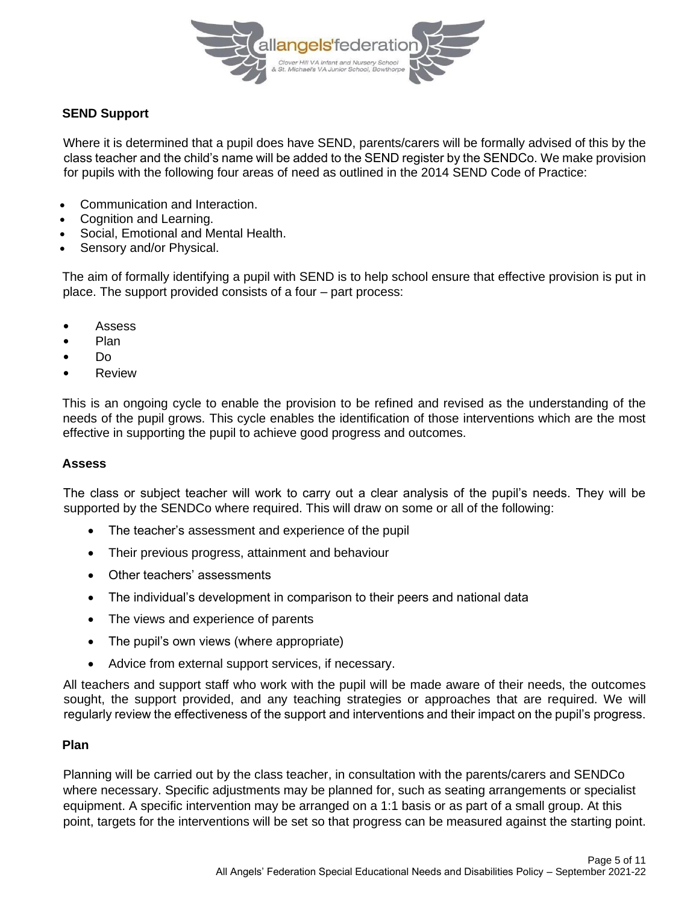## SEND Support

Where it is determined that a pupil does have SEND, parents/carers will be formally advised of this by the class teacher and the child's name will be added to the SEND register by the SENDCo. We make provision for pupils with the following four areas of need as outlined in the 2014 SEND Code of Practice:

- Communication and Interaction.
- Cognition and Learning.
- Social, Emotional and Mental Health.
- Sensory and/or Physical.

The aim of formally identifying a pupil with SEND is to help school ensure that effective provision is put in place. The support provided consists of a four – part process:

- Assess
- Plan
- Do
- Review

This is an ongoing cycle to enable the provision to be refined and revised as the understanding of the needs of the pupil grows. This cycle enables the identification of those interventions which are the most effective in supporting the pupil to achieve good progress and outcomes.

## Assess

The class or subject teacher will work to carry out a clear analysis of the pupil's needs. They will be supported by the SENDCo where required. This will draw on some or all of the following:

- The teacher's assessment and experience of the pupil
- Their previous progress, attainment and behaviour
- Other teachers' assessments
- The individual's development in comparison to their peers and national data
- The views and experience of parents
- The pupil's own views (where appropriate)
- Advice from external support services, if necessary.

All teachers and support staff who work with the pupil will be made aware of their needs, the outcomes sought, the support provided, and any teaching strategies or approaches that are required. We will regularly review the effectiveness of the support and interventions and their impact on the pupil's progress.

## Plan

Planning will be carried out by the class teacher, in consultation with the parents/carers and SENDCo where necessary. Specific adjustments may be planned for, such as seating arrangements or specialist equipment. A specific intervention may be arranged on a 1:1 basis or as part of a small group. At this point, targets for the interventions will be set so that progress can be measured against the starting point.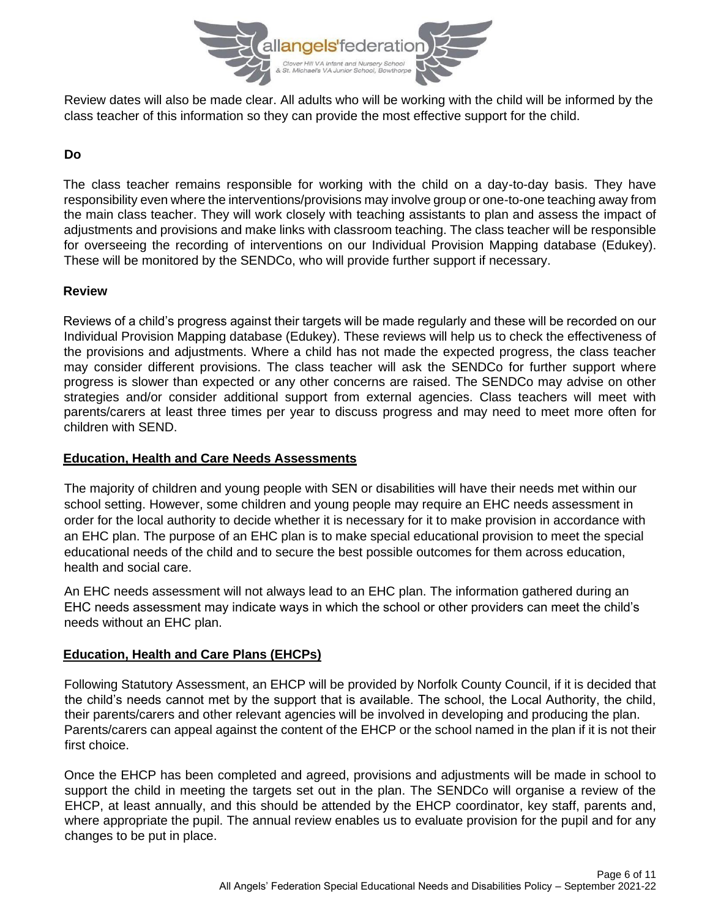Review dates will also be made clear. All adults who will be working with the child will be informed by the class teacher of this information so they can provide the most effective support for the child.

**Do**

The class teacher remains responsible for working with the child on a day-to-day basis. They have responsibility even where the interventions/provisions may involve group or one-to-one teaching away from the main class teacher. They will work closely with teaching assistants to plan and assess the impact of adjustments and provisions and make links with classroom teaching. The class teacher will be responsible for overseeing the recording of interventions on our Individual Provision Mapping database (Edukey). These will be monitored by the SENDCo, who will provide further support if necessary.

**Review**

Reviews of a child's progress against their targets will be made regularly and these will be recorded on our Individual Provision Mapping database (Edukey). These reviews will help us to check the effectiveness of the provisions and adjustments. Where a child has not made the expected progress, the class teacher may consider different provisions. The class teacher will ask the SENDCo for further support where progress is slower than expected or any other concerns are raised. The SENDCo may advise on other strategies and/or consider additional support from external agencies. Class teachers will meet with parents/carers at least three times per year to discuss progress and may need to meet more often for children with SEND.

## Education, Health and Care Needs Assessments

The majority of children and young people with SEN or disabilities will have their needs met within our school setting. However, some children and young people may require an EHC needs assessment in order for the local authority to decide whether it is necessary for it to make provision in accordance with an EHC plan. The purpose of an EHC plan is to make special educational provision to meet the special educational needs of the child and to secure the best possible outcomes for them across education, health and social care.

An EHC needs assessment will not always lead to an EHC plan. The information gathered during an EHC needs assessment may indicate ways in which the school or other providers can meet the child's needs without an EHC plan.

## Education, Health and Care Plans (EHCPs)

Following Statutory Assessment, an EHCP will be provided by Norfolk County Council, if it is decided that the child's needs cannot met by the support that is available. The school, the Local Authority, the child, their parents/carers and other relevant agencies will be involved in developing and producing the plan. Parents/carers can appeal against the content of the EHCP or the school named in the plan if it is not their first choice.

Once the EHCP has been completed and agreed, provisions and adjustments will be made in school to support the child in meeting the targets set out in the plan. The SENDCo will organise a review of the EHCP, at least annually, and this should be attended by the EHCP coordinator, key staff, parents and, where appropriate the pupil. The annual review enables us to evaluate provision for the pupil and for any changes to be put in place.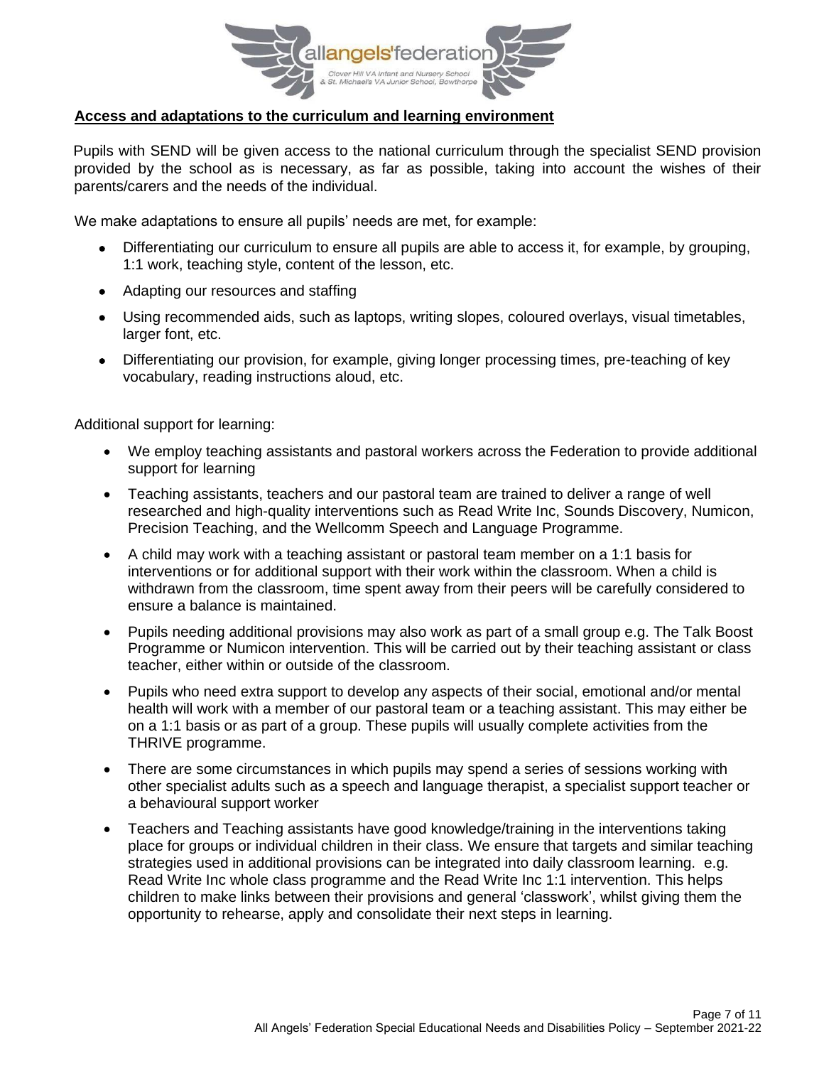## **Access and adaptations to the curriculum and learning environment**

Pupils with SEND will be given access to the national curriculum through the specialist SEND provision provided by the school as is necessary, as far as possible, taking into account the wishes of their parents/carers and the needs of the individual.

We make adaptations to ensure all pupils' needs are met, for example:

- Differentiating our curriculum to ensure all pupils are able to access it, for example, by grouping, 1:1 work, teaching style, content of the lesson, etc.
- Adapting our resources and staffing
- Using recommended aids, such as laptops, writing slopes, coloured overlays, visual timetables, larger font, etc.
- Differentiating our provision, for example, giving longer processing times, pre-teaching of key vocabulary, reading instructions aloud, etc.

Additional support for learning:

- We employ teaching assistants and pastoral workers across the Federation to provide additional support for learning
- Teaching assistants, teachers and our pastoral team are trained to deliver a range of well researched and high-quality interventions such as Read Write Inc, Sounds Discovery, Numicon, Precision Teaching, and the Wellcomm Speech and Language Programme.
- A child may work with a teaching assistant or pastoral team member on a 1:1 basis for interventions or for additional support with their work within the classroom. When a child is withdrawn from the classroom, time spent away from their peers will be carefully considered to ensure a balance is maintained.
- Pupils needing additional provisions may also work as part of a small group e.g. The Talk Boost Programme or Numicon intervention. This will be carried out by their teaching assistant or class teacher, either within or outside of the classroom.
- Pupils who need extra support to develop any aspects of their social, emotional and/or mental health will work with a member of our pastoral team or a teaching assistant. This may either be on a 1:1 basis or as part of a group. These pupils will usually complete activities from the THRIVE programme.
- There are some circumstances in which pupils may spend a series of sessions working with other specialist adults such as a speech and language therapist, a specialist support teacher or a behavioural support worker
- Teachers and Teaching assistants have good knowledge/training in the interventions taking place for groups or individual children in their class. We ensure that targets and similar teaching strategies used in additional provisions can be integrated into daily classroom learning. e.g. Read Write Inc whole class programme and the Read Write Inc 1:1 intervention. This helps children to make links between their provisions and general 'classwork', whilst giving them the opportunity to rehearse, apply and consolidate their next steps in learning.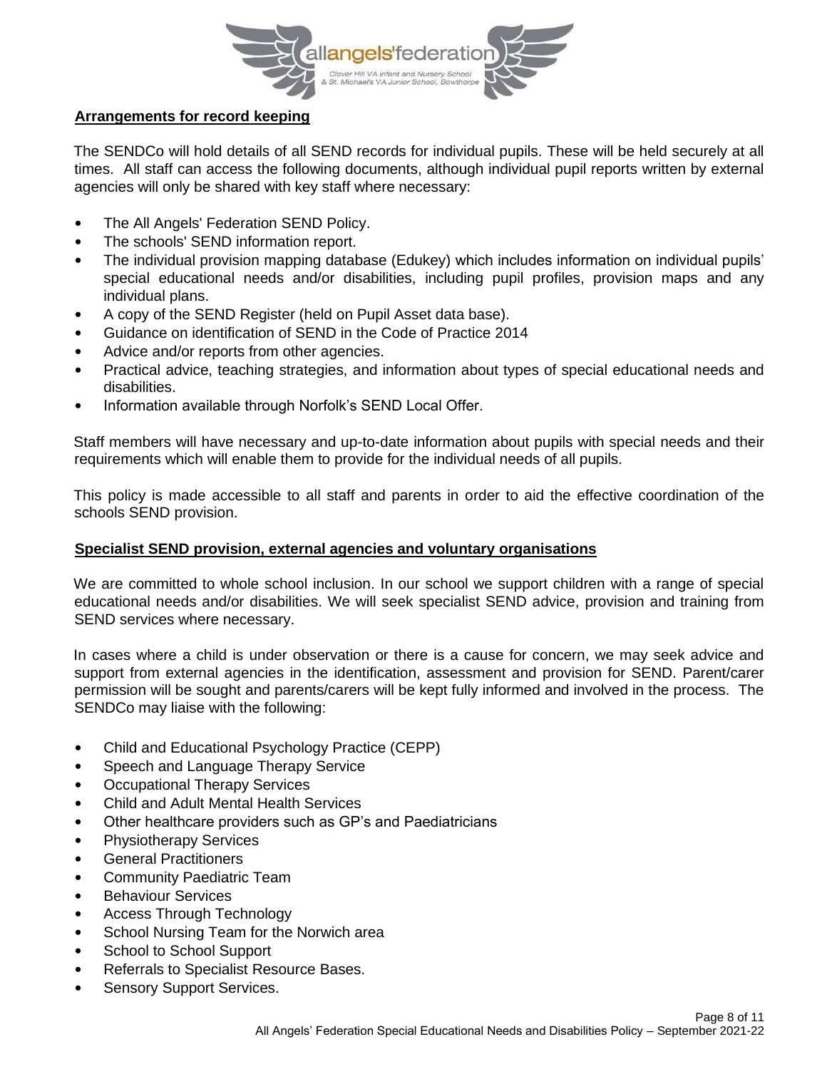## Arrangements for record keeping

The SENDCo will hold details of all SEND records for individual pupils. These will be held securely at all times. All staff can access the following documents, although individual pupil reports written by external agencies will only be shared with key staff where necessary:

- The All Angels' Federation SEND Policy.
- The schools' SEND information report.
- The individual provision mapping database (Edukey) which includes information on individual pupils' special educational needs and/or disabilities, including pupil profiles, provision maps and any individual plans.
- A copy of the SEND Register (held on Pupil Asset data base).
- Guidance on identification of SEND in the Code of Practice 2014
- Advice and/or reports from other agencies.
- Practical advice, teaching strategies, and information about types of special educational needs and disabilities.
- Information available through Norfolk's SEND Local Offer.

Staff members will have necessary and up-to-date information about pupils with special needs and their requirements which will enable them to provide for the individual needs of all pupils.

This policy is made accessible to all staff and parents in order to aid the effective coordination of the schools SEND provision.

## Specialist SEND provision, external agencies and voluntary organisations

We are committed to whole school inclusion. In our school we support children with a range of special educational needs and/or disabilities. We will seek specialist SEND advice, provision and training from SEND services where necessary.

In cases where a child is under observation or there is a cause for concern, we may seek advice and support from external agencies in the identification, assessment and provision for SEND. Parent/carer permission will be sought and parents/carers will be kept fully informed and involved in the process. The SENDCo may liaise with the following:

- Child and Educational Psychology Practice (CEPP)
- Speech and Language Therapy Service
- Occupational Therapy Services
- Child and Adult Mental Health Services
- Other healthcare providers such as GP's and Paediatricians
- Physiotherapy Services
- General Practitioners
- Community Paediatric Team
- Behaviour Services
- Access Through Technology
- School Nursing Team for the Norwich area
- School to School Support
- Referrals to Specialist Resource Bases.
- Sensory Support Services.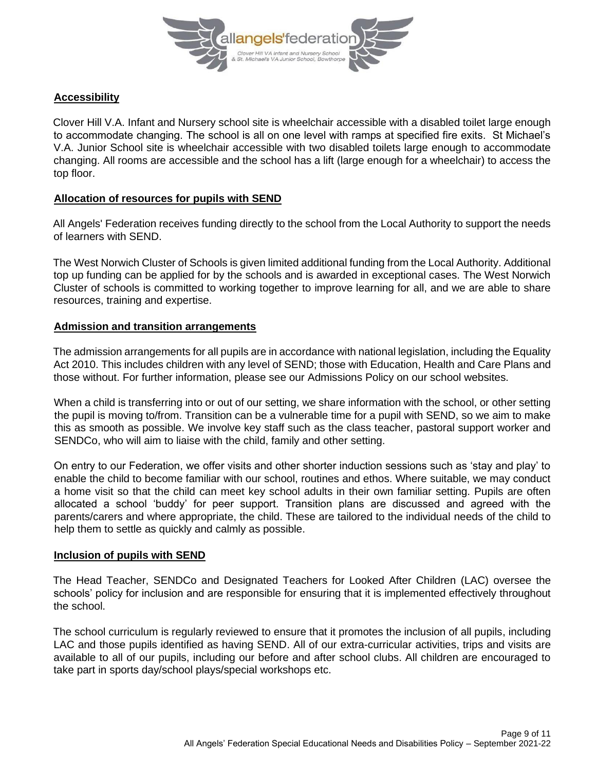## Accessibility

Clover Hill V.A. Infant and Nursery school site is wheelchair accessible with a disabled toilet large enough to accommodate changing. The school is all on one level with ramps at specified fire exits. St Michael's V.A. Junior School site is wheelchair accessible with two disabled toilets large enough to accommodate changing. All rooms are accessible and the school has a lift (large enough for a wheelchair) to access the top floor.

## Allocation of resources for pupils with SEND

All Angels' Federation receives funding directly to the school from the Local Authority to support the needs of learners with SEND.

The West Norwich Cluster of Schools is given limited additional funding from the Local Authority. Additional top up funding can be applied for by the schools and is awarded in exceptional cases. The West Norwich Cluster of schools is committed to working together to improve learning for all, and we are able to share resources, training and expertise.

## Admission and transition arrangements

The admission arrangements for all pupils are in accordance with national legislation, including the Equality Act 2010. This includes children with any level of SEND; those with Education, Health and Care Plans and those without. For further information, please see our Admissions Policy on our school websites.

When a child is transferring into or out of our setting, we share information with the school, or other setting the pupil is moving to/from. Transition can be a vulnerable time for a pupil with SEND, so we aim to make this as smooth as possible. We involve key staff such as the class teacher, pastoral support worker and SENDCo, who will aim to liaise with the child, family and other setting.

On entry to our Federation, we offer visits and other shorter induction sessions such as 'stay and play' to enable the child to become familiar with our school, routines and ethos. Where suitable, we may conduct a home visit so that the child can meet key school adults in their own familiar setting. Pupils are often allocated a school 'buddy' for peer support. Transition plans are discussed and agreed with the parents/carers and where appropriate, the child. These are tailored to the individual needs of the child to help them to settle as quickly and calmly as possible.

## Inclusion of pupils with SEND

The Head Teacher, SENDCo and Designated Teachers for Looked After Children (LAC) oversee the schools' policy for inclusion and are responsible for ensuring that it is implemented effectively throughout the school.

The school curriculum is regularly reviewed to ensure that it promotes the inclusion of all pupils, including LAC and those pupils identified as having SEND. All of our extra-curricular activities, trips and visits are available to all of our pupils, including our before and after school clubs. All children are encouraged to take part in sports day/school plays/special workshops etc.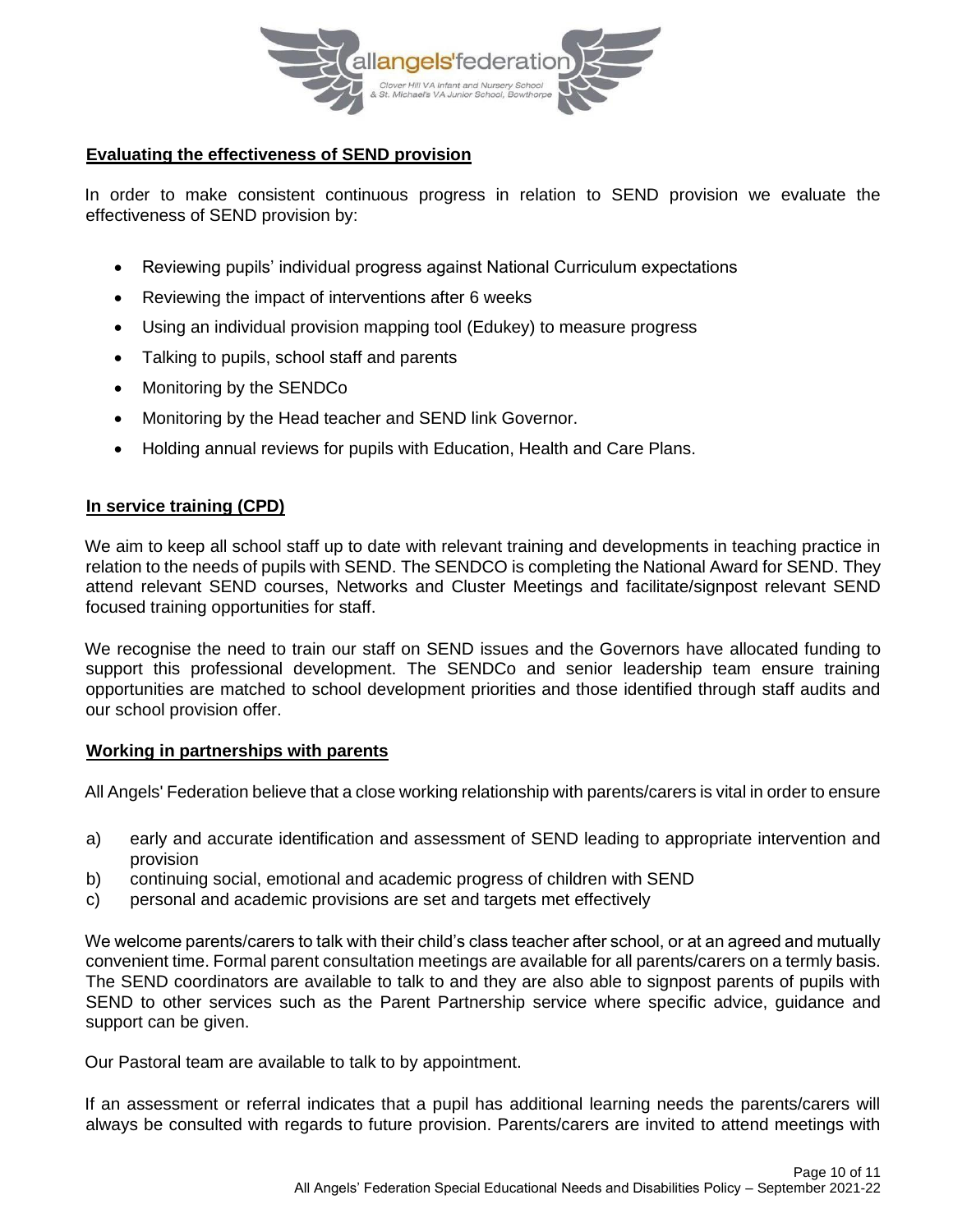## Evaluating the effectiveness of SEND provision

In order to make consistent continuous progress in relation to SEND provision we evaluate the effectiveness of SEND provision by:

- Reviewing pupils' individual progress against National Curriculum expectations
- Reviewing the impact of interventions after 6 weeks
- Using an individual provision mapping tool (Edukey) to measure progress
- Talking to pupils, school staff and parents
- Monitoring by the SENDCo
- Monitoring by the Head teacher and SEND link Governor.
- Holding annual reviews for pupils with Education, Health and Care Plans.

## In service training (CPD)

We aim to keep all school staff up to date with relevant training and developments in teaching practice in relation to the needs of pupils with SEND. The SENDCO is completing the National Award for SEND. They attend relevant SEND courses, Networks and Cluster Meetings and facilitate/signpost relevant SEND focused training opportunities for staff.

We recognise the need to train our staff on SEND issues and the Governors have allocated funding to support this professional development. The SENDCo and senior leadership team ensure training opportunities are matched to school development priorities and those identified through staff audits and our school provision offer.

## Working in partnerships with parents

All Angels' Federation believe that a close working relationship with parents/carers is vital in order to ensure

a) early and accurate identification and assessment of SEND leading to appropriate intervention and provision
b) continuing social, emotional and academic progress of children with SEND
c) personal and academic provisions are set and targets met effectively

We welcome parents/carers to talk with their child's class teacher after school, or at an agreed and mutually convenient time. Formal parent consultation meetings are available for all parents/carers on a termly basis. The SEND coordinators are available to talk to and they are also able to signpost parents of pupils with SEND to other services such as the Parent Partnership service where specific advice, guidance and support can be given.

Our Pastoral team are available to talk to by appointment.

If an assessment or referral indicates that a pupil has additional learning needs the parents/carers will always be consulted with regards to future provision. Parents/carers are invited to attend meetings with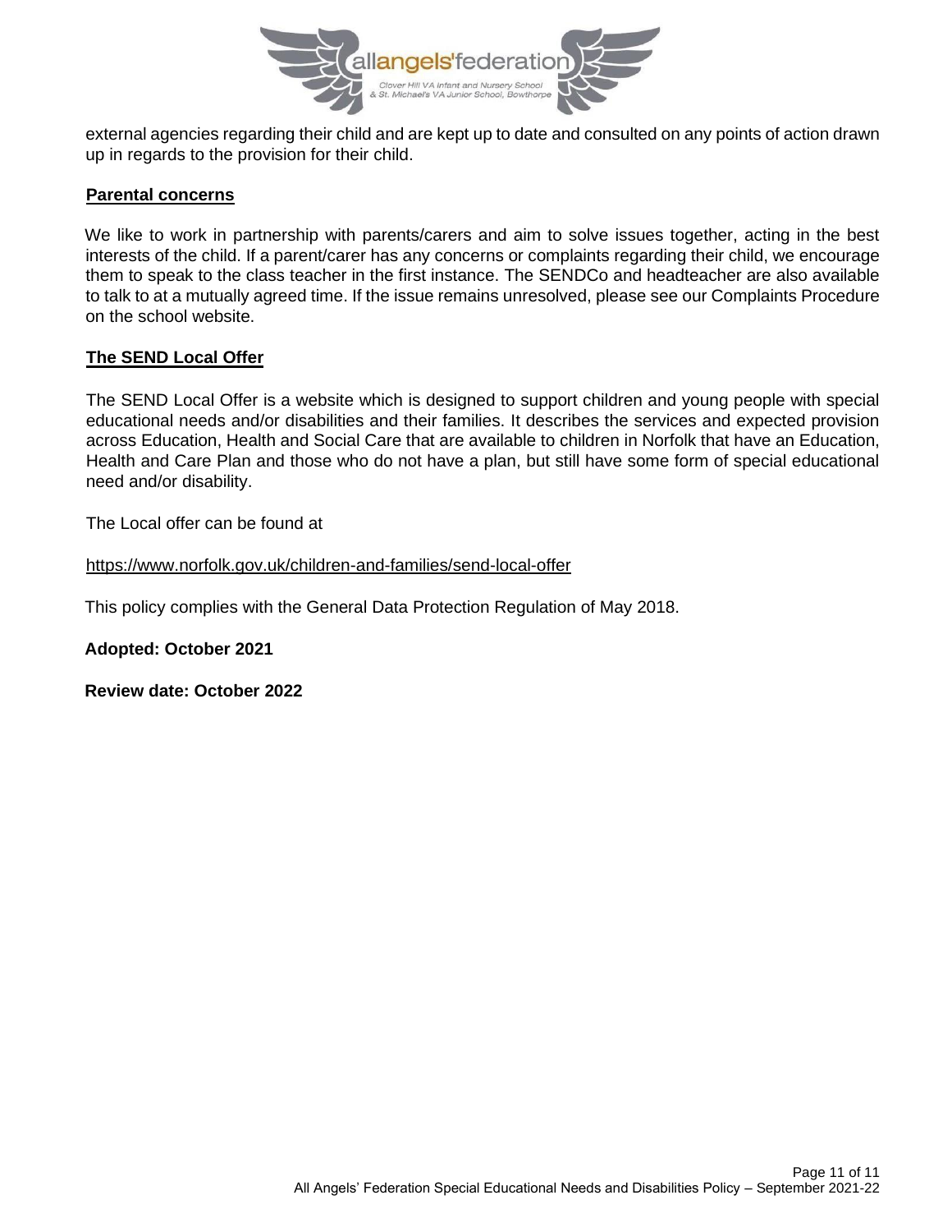external agencies regarding their child and are kept up to date and consulted on any points of action drawn up in regards to the provision for their child.

## Parental concerns

We like to work in partnership with parents/carers and aim to solve issues together, acting in the best interests of the child. If a parent/carer has any concerns or complaints regarding their child, we encourage them to speak to the class teacher in the first instance. The SENDCo and headteacher are also available to talk to at a mutually agreed time. If the issue remains unresolved, please see our Complaints Procedure on the school website.

## The SEND Local Offer

The SEND Local Offer is a website which is designed to support children and young people with special educational needs and/or disabilities and their families. It describes the services and expected provision across Education, Health and Social Care that are available to children in Norfolk that have an Education, Health and Care Plan and those who do not have a plan, but still have some form of special educational need and/or disability.

The Local offer can be found at

https://www.norfolk.gov.uk/children-and-families/send-local-offer

This policy complies with the General Data Protection Regulation of May 2018.

**Adopted: October 2021**

**Review date: October 2022**